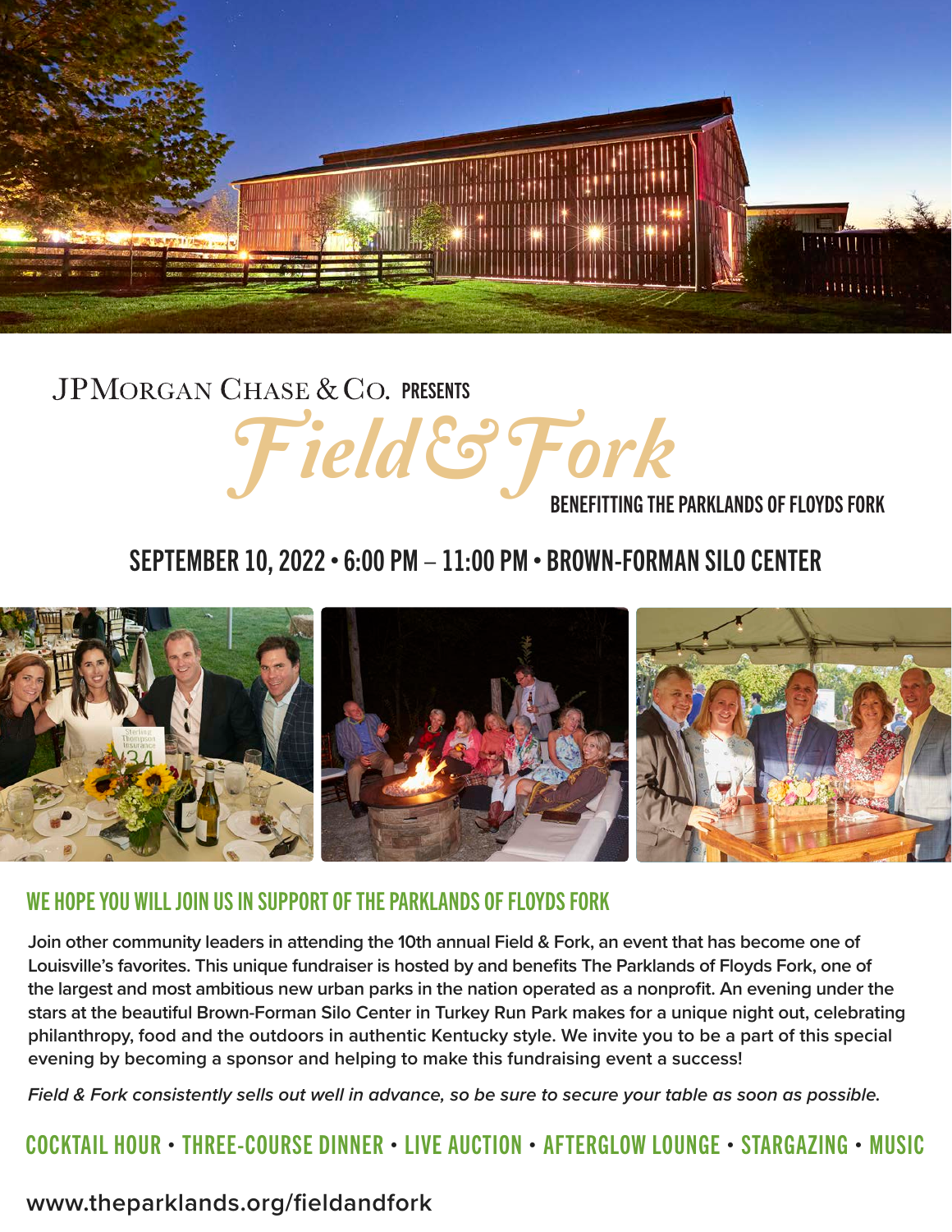JPMorgan Chase & Co. PRESENTS

# Field & Fork

BENEFITTING THE PARKLANDS OF FLOYDS FORK

## SEPTEMBER 10, 2022 • 6:00 PM – 11:00 PM • BROWN-FORMAN SILO CENTER

### WE HOPE YOU WILL JOIN US IN SUPPORT OF THE PARKLANDS OF FLOYDS FORK

**Join other community leaders in attending the 10th annual Field & Fork, an event that has become one of Louisville's favorites. This unique fundraiser is hosted by and benefits The Parklands of Floyds Fork, one of the largest and most ambitious new urban parks in the nation operated as a nonprofit. An evening under the stars at the beautiful Brown-Forman Silo Center in Turkey Run Park makes for a unique night out, celebrating philanthropy, food and the outdoors in authentic Kentucky style. We invite you to be a part of this special evening by becoming a sponsor and helping to make this fundraising event a success!**

***Field & Fork consistently sells out well in advance, so be sure to secure your table as soon as possible.***

COCKTAIL HOUR • THREE-COURSE DINNER • LIVE AUCTION • AFTERGLOW LOUNGE • STARGAZING • MUSIC

**www.theparklands.org/fieldandfork**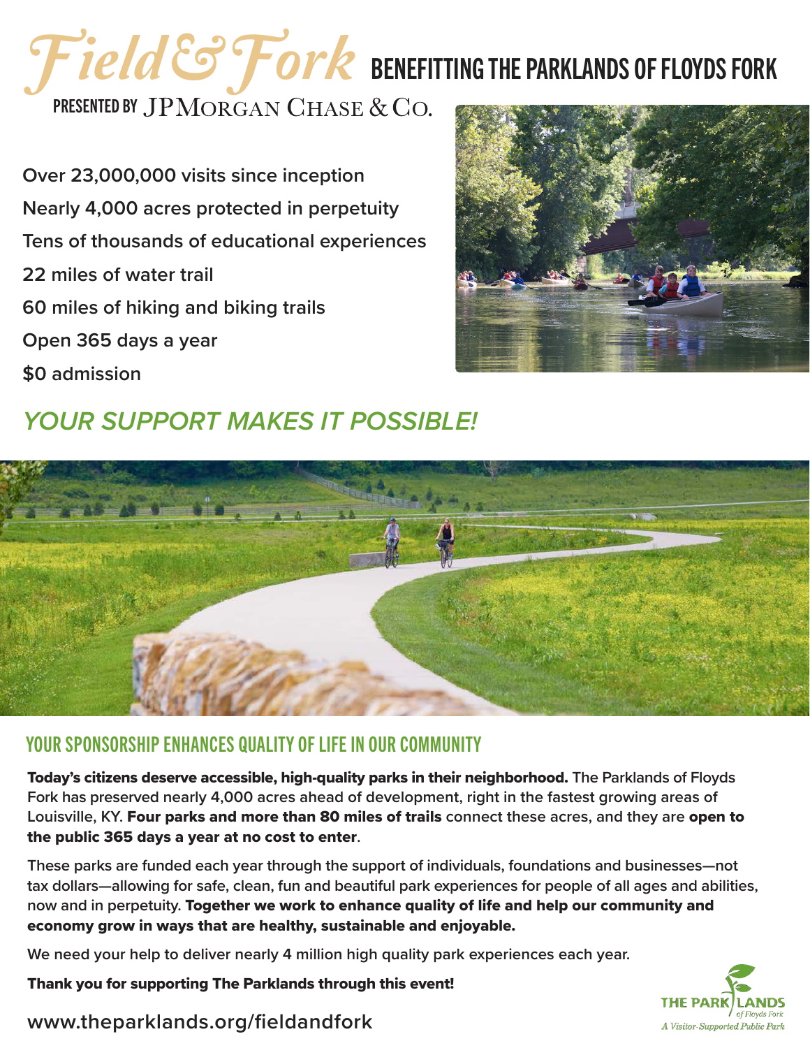# Field & Fork BENEFITTING THE PARKLANDS OF FLOYDS FORK

PRESENTED BY JPMORGAN CHASE & CO.

Over 23,000,000 visits since inception

Nearly 4,000 acres protected in perpetuity

Tens of thousands of educational experiences

22 miles of water trail

60 miles of hiking and biking trails

Open 365 days a year

$0 admission

## *YOUR SUPPORT MAKES IT POSSIBLE!*

## YOUR SPONSORSHIP ENHANCES QUALITY OF LIFE IN OUR COMMUNITY

**Today's citizens deserve accessible, high-quality parks in their neighborhood.** The Parklands of Floyds Fork has preserved nearly 4,000 acres ahead of development, right in the fastest growing areas of Louisville, KY. **Four parks and more than 80 miles of trails** connect these acres, and they are **open to the public 365 days a year at no cost to enter**.

These parks are funded each year through the support of individuals, foundations and businesses—not tax dollars—allowing for safe, clean, fun and beautiful park experiences for people of all ages and abilities, now and in perpetuity. **Together we work to enhance quality of life and help our community and economy grow in ways that are healthy, sustainable and enjoyable.**

We need your help to deliver nearly 4 million high quality park experiences each year.

**Thank you for supporting The Parklands through this event!**

www.theparklands.org/fieldandfork

THE PARKLANDS of Floyds Fork

*A Visitor-Supported Public Park*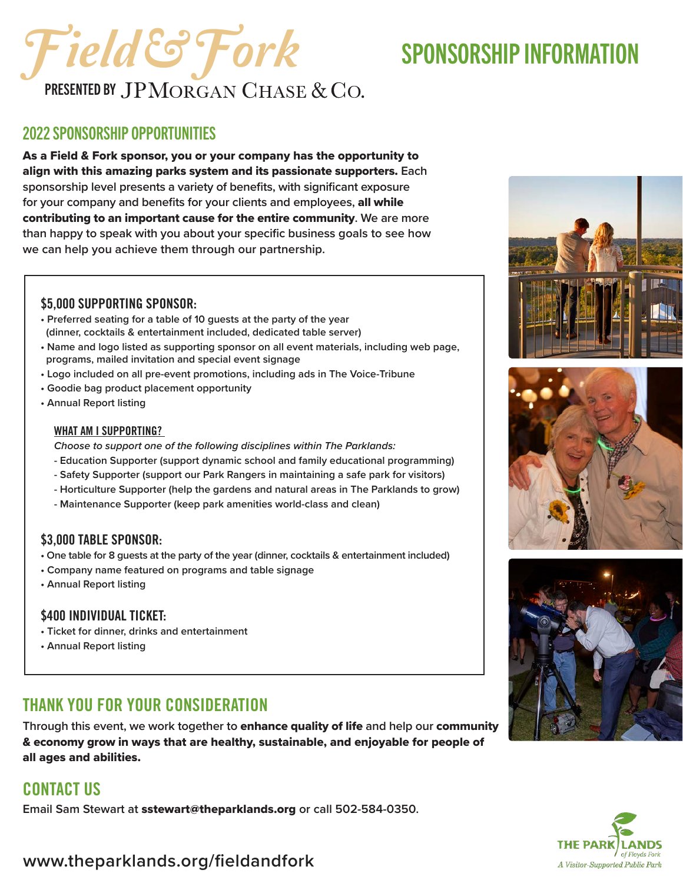# Field & Fork

PRESENTED BY JPMORGAN CHASE & CO.

# SPONSORSHIP INFORMATION

## 2022 SPONSORSHIP OPPORTUNITIES

**As a Field & Fork sponsor, you or your company has the opportunity to align with this amazing parks system and its passionate supporters.** Each sponsorship level presents a variety of benefits, with significant exposure for your company and benefits for your clients and employees, **all while contributing to an important cause for the entire community**. We are more than happy to speak with you about your specific business goals to see how we can help you achieve them through our partnership.

### $5,000 SUPPORTING SPONSOR:

- Preferred seating for a table of 10 guests at the party of the year (dinner, cocktails & entertainment included, dedicated table server)
- Name and logo listed as supporting sponsor on all event materials, including web page, programs, mailed invitation and special event signage
- Logo included on all pre-event promotions, including ads in The Voice-Tribune
- Goodie bag product placement opportunity
- Annual Report listing

#### WHAT AM I SUPPORTING?

*Choose to support one of the following disciplines within The Parklands:*

- Education Supporter (support dynamic school and family educational programming)
- Safety Supporter (support our Park Rangers in maintaining a safe park for visitors)
- Horticulture Supporter (help the gardens and natural areas in The Parklands to grow)
- Maintenance Supporter (keep park amenities world-class and clean)

### $3,000 TABLE SPONSOR:

- One table for 8 guests at the party of the year (dinner, cocktails & entertainment included)
- Company name featured on programs and table signage
- Annual Report listing

### $400 INDIVIDUAL TICKET:

- Ticket for dinner, drinks and entertainment
- Annual Report listing

## THANK YOU FOR YOUR CONSIDERATION

Through this event, we work together to **enhance quality of life** and help our **community & economy grow in ways that are healthy, sustainable, and enjoyable for people of all ages and abilities.**

## CONTACT US

Email Sam Stewart at **sstewart@theparklands.org** or call 502-584-0350.

www.theparklands.org/fieldandfork

THE PARKLANDS of Floyds Fork
*A Visitor-Supported Public Park*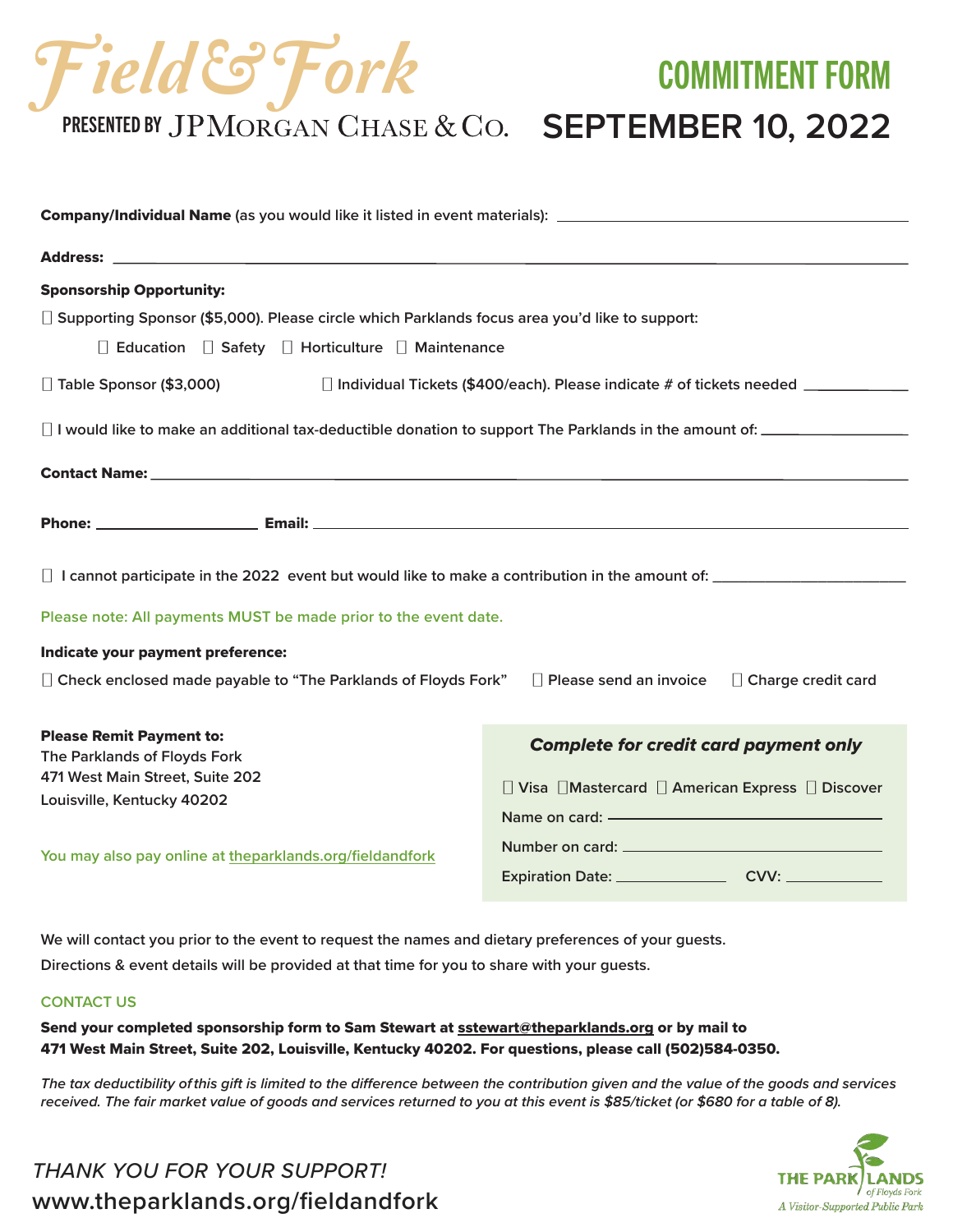# Field & Fork

PRESENTED BY JPMORGAN CHASE & CO.

## COMMITMENT FORM

## SEPTEMBER 10, 2022

**Company/Individual Name** (as you would like it listed in event materials): ______________________

**Address:** ______________________

**Sponsorship Opportunity:**

☐ Supporting Sponsor ($5,000). Please circle which Parklands focus area you'd like to support:

☐ Education ☐ Safety ☐ Horticulture ☐ Maintenance

☐ Table Sponsor ($3,000) ☐ Individual Tickets ($400/each). Please indicate # of tickets needed ________

☐ I would like to make an additional tax-deductible donation to support The Parklands in the amount of: ________

**Contact Name:** ______________________

**Phone:** ____________ **Email:** ______________________

☐ I cannot participate in the 2022 event but would like to make a contribution in the amount of: ________

Please note: All payments MUST be made prior to the event date.

**Indicate your payment preference:**

☐ Check enclosed made payable to "The Parklands of Floyds Fork" ☐ Please send an invoice ☐ Charge credit card

**Please Remit Payment to:**
The Parklands of Floyds Fork
471 West Main Street, Suite 202
Louisville, Kentucky 40202

You may also pay online at theparklands.org/fieldandfork

***Complete for credit card payment only***

☐ Visa ☐ Mastercard ☐ American Express ☐ Discover

Name on card: ______________________

Number on card: ______________________

Expiration Date: __________ CVV: __________

We will contact you prior to the event to request the names and dietary preferences of your guests.
Directions & event details will be provided at that time for you to share with your guests.

CONTACT US

**Send your completed sponsorship form to Sam Stewart at sstewart@theparklands.org or by mail to 471 West Main Street, Suite 202, Louisville, Kentucky 40202. For questions, please call (502)584-0350.**

*The tax deductibility of this gift is limited to the difference between the contribution given and the value of the goods and services received. The fair market value of goods and services returned to you at this event is $85/ticket (or $680 for a table of 8).*

*THANK YOU FOR YOUR SUPPORT!*
www.theparklands.org/fieldandfork

THE PARKLANDS of Floyds Fork
A Visitor-Supported Public Park